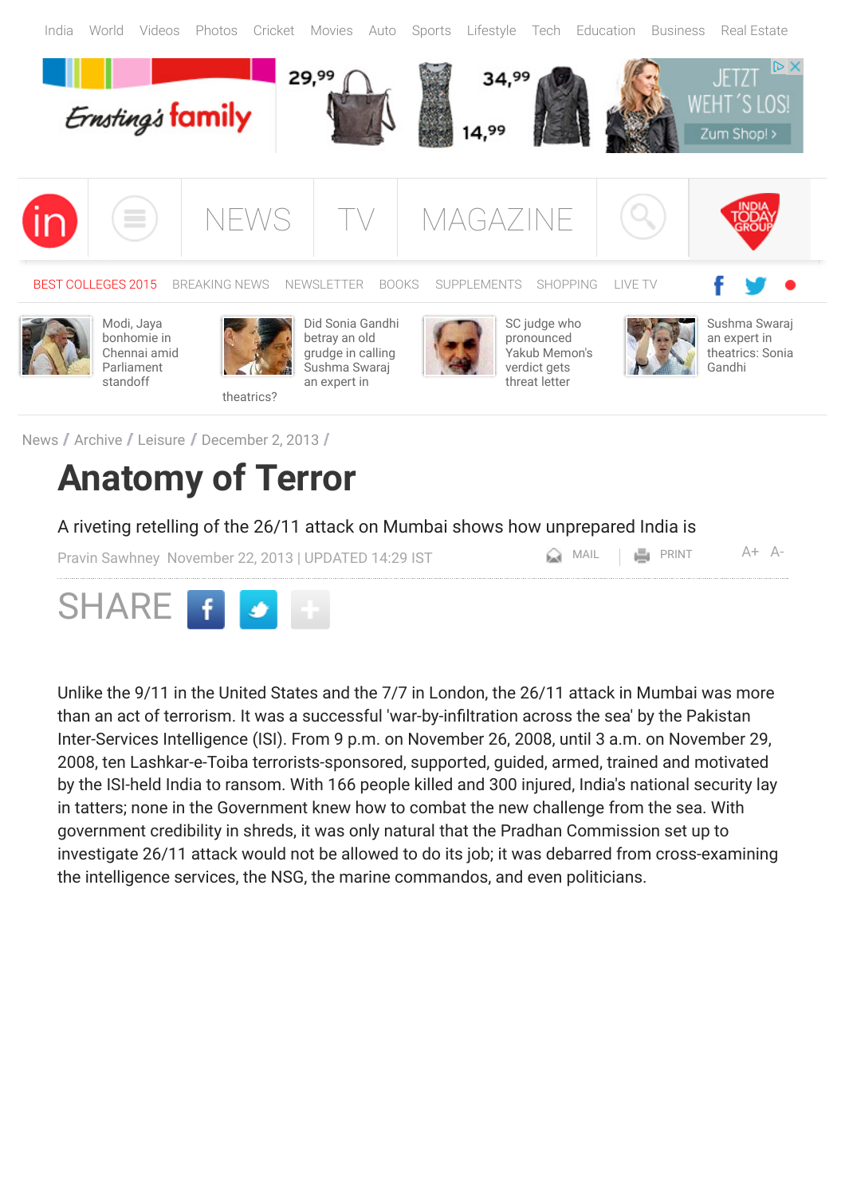News / Archive / Leisure / December 2, 2013 /

# Anatomy of Terror

A riveting retelling of the 26/11 attack on Mumbai shows how unprepared India is

Pravin Sawhney November 22, 2013 | UPDATED 14:29 IST

Unlike the 9/11 in the United States and the 7/7 in London, the 26/11 attack in Mumbai was more than an act of terrorism. It was a successful 'war-by-infiltration across the sea' by the Pakistan Inter-Services Intelligence (ISI). From 9 p.m. on November 26, 2008, until 3 a.m. on November 29, 2008, ten Lashkar-e-Toiba terrorists-sponsored, supported, guided, armed, trained and motivated by the ISI-held India to ransom. With 166 people killed and 300 injured, India's national security lay in tatters; none in the Government knew how to combat the new challenge from the sea. With government credibility in shreds, it was only natural that the Pradhan Commission set up to investigate 26/11 attack would not be allowed to do its job; it was debarred from cross-examining the intelligence services, the NSG, the marine commandos, and even politicians.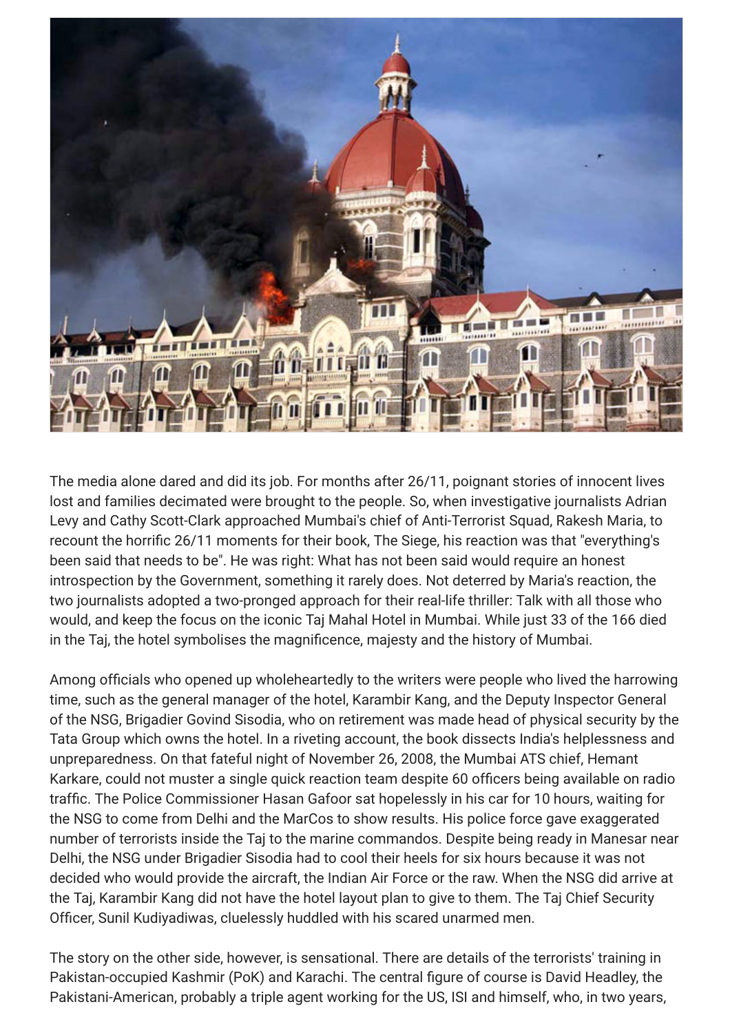The media alone dared and did its job. For months after 26/11, poignant stories of innocent lives lost and families decimated were brought to the people. So, when investigative journalists Adrian Levy and Cathy Scott-Clark approached Mumbai's chief of Anti-Terrorist Squad, Rakesh Maria, to recount the horrific 26/11 moments for their book, The Siege, his reaction was that "everything's been said that needs to be". He was right: What has not been said would require an honest introspection by the Government, something it rarely does. Not deterred by Maria's reaction, the two journalists adopted a two-pronged approach for their real-life thriller: Talk with all those who would, and keep the focus on the iconic Taj Mahal Hotel in Mumbai. While just 33 of the 166 died in the Taj, the hotel symbolises the magnificence, majesty and the history of Mumbai.

Among officials who opened up wholeheartedly to the writers were people who lived the harrowing time, such as the general manager of the hotel, Karambir Kang, and the Deputy Inspector General of the NSG, Brigadier Govind Sisodia, who on retirement was made head of physical security by the Tata Group which owns the hotel. In a riveting account, the book dissects India's helplessness and unpreparedness. On that fateful night of November 26, 2008, the Mumbai ATS chief, Hemant Karkare, could not muster a single quick reaction team despite 60 officers being available on radio traffic. The Police Commissioner Hasan Gafoor sat hopelessly in his car for 10 hours, waiting for the NSG to come from Delhi and the MarCos to show results. His police force gave exaggerated number of terrorists inside the Taj to the marine commandos. Despite being ready in Manesar near Delhi, the NSG under Brigadier Sisodia had to cool their heels for six hours because it was not decided who would provide the aircraft, the Indian Air Force or the raw. When the NSG did arrive at the Taj, Karambir Kang did not have the hotel layout plan to give to them. The Taj Chief Security Officer, Sunil Kudiyadiwas, cluelessly huddled with his scared unarmed men.

The story on the other side, however, is sensational. There are details of the terrorists' training in Pakistan-occupied Kashmir (PoK) and Karachi. The central figure of course is David Headley, the Pakistani-American, probably a triple agent working for the US, ISI and himself, who, in two years,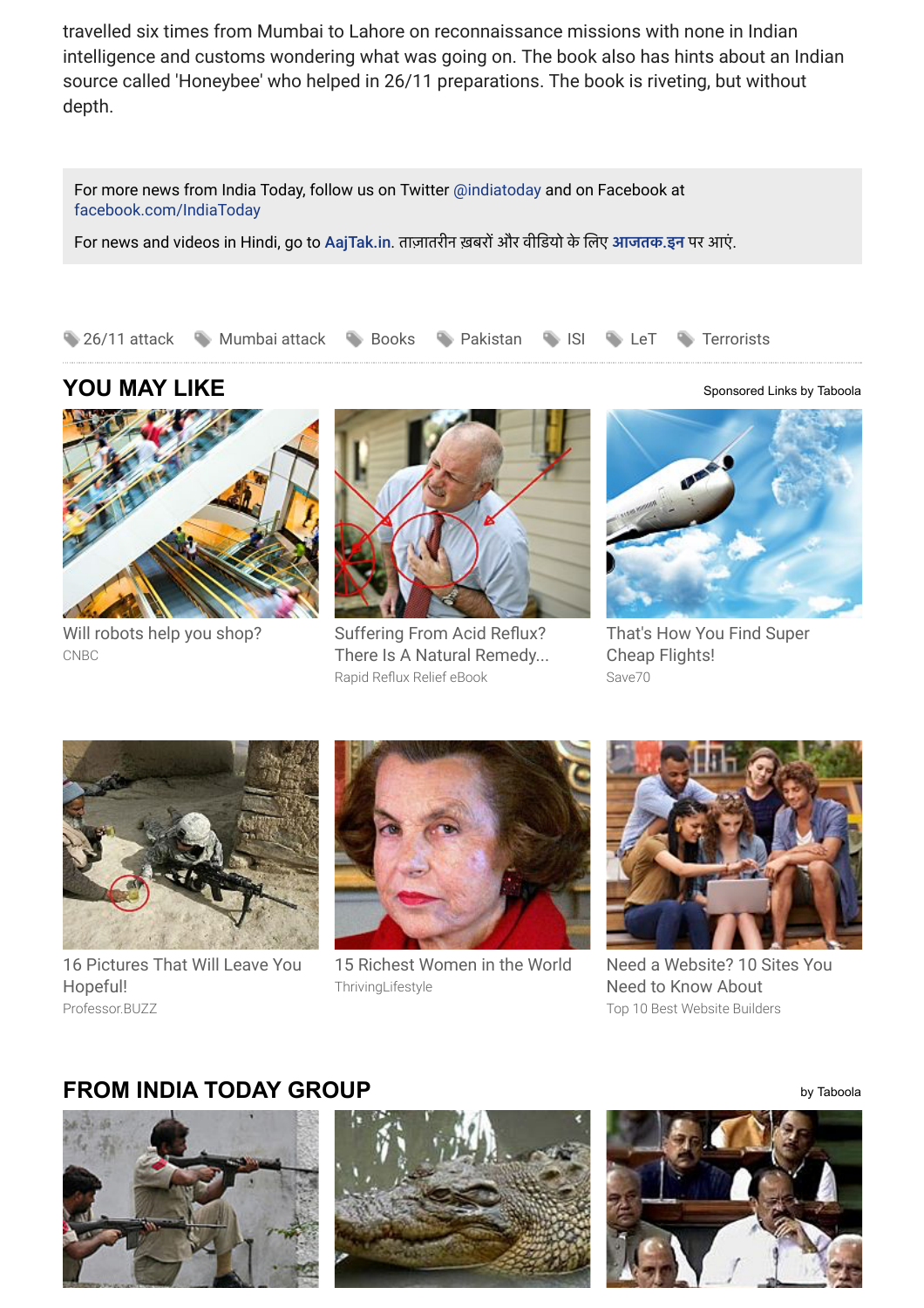travelled six times from Mumbai to Lahore on reconnaissance missions with none in Indian intelligence and customs wondering what was going on. The book also has hints about an Indian source called 'Honeybee' who helped in 26/11 preparations. The book is riveting, but without depth.

For more news from India Today, follow us on Twitter @indiatoday and on Facebook at facebook.com/IndiaToday

For news and videos in Hindi, go to AajTak.in. ताज़ातरीन ख़बरों और वीडियो के लिए आजतक.इन पर आएं.

26/11 attack · Mumbai attack · Books · Pakistan · ISI · LeT · Terrorists

## YOU MAY LIKE

Sponsored Links by Taboola

Will robots help you shop?
CNBC

Suffering From Acid Reflux? There Is A Natural Remedy...
Rapid Reflux Relief eBook

That's How You Find Super Cheap Flights!
Save70

16 Pictures That Will Leave You Hopeful!
Professor.BUZZ

15 Richest Women in the World
ThrivingLifestyle

Need a Website? 10 Sites You Need to Know About
Top 10 Best Website Builders

## FROM INDIA TODAY GROUP

by Taboola